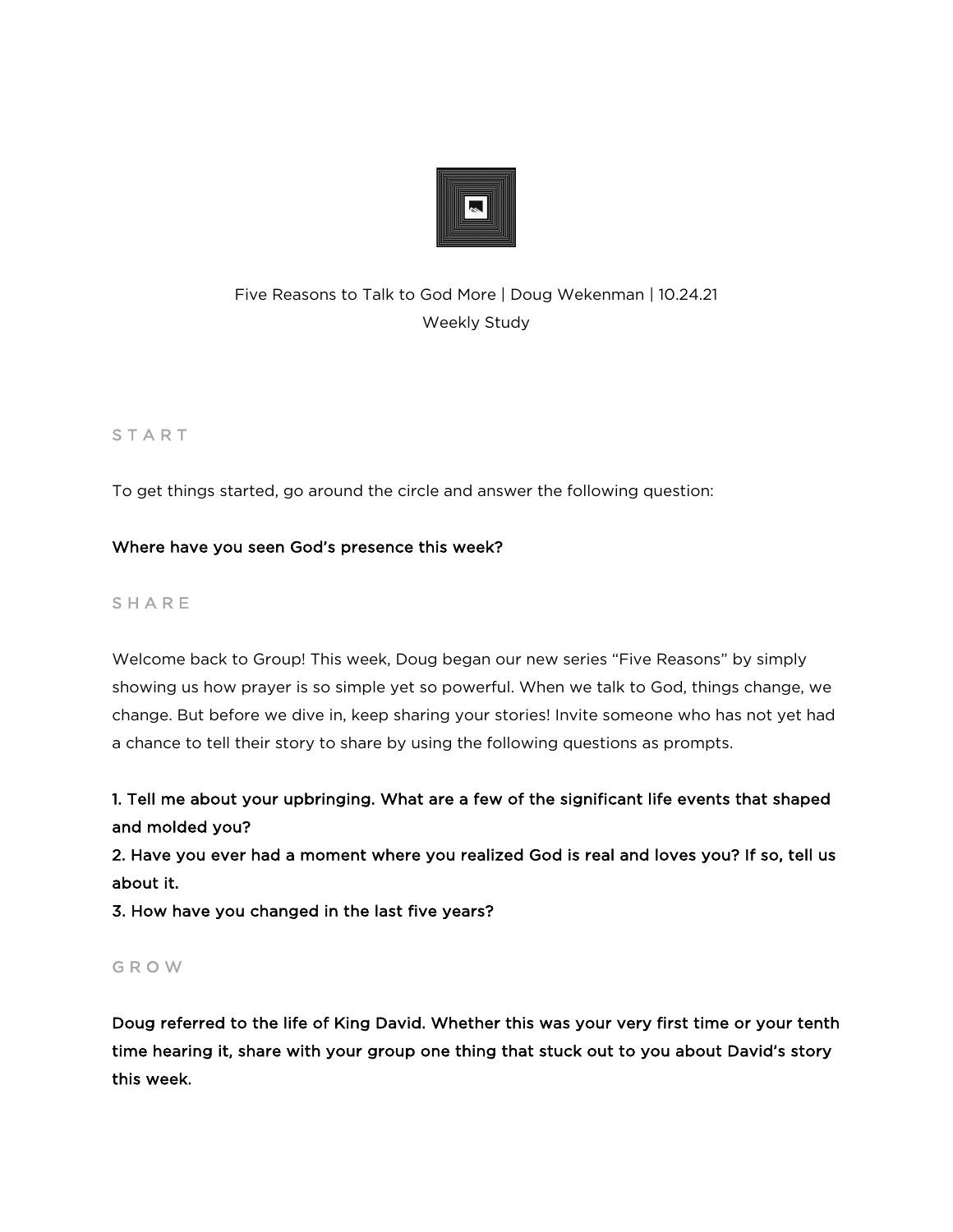Five Reasons to Talk to God More | Doug Wekenman | 10.24.21

Weekly Study

## START

To get things started, go around the circle and answer the following question:

**Where have you seen God's presence this week?**

## SHARE

Welcome back to Group! This week, Doug began our new series "Five Reasons" by simply showing us how prayer is so simple yet so powerful. When we talk to God, things change, we change. But before we dive in, keep sharing your stories! Invite someone who has not yet had a chance to tell their story to share by using the following questions as prompts.

**1. Tell me about your upbringing. What are a few of the significant life events that shaped and molded you?**
**2. Have you ever had a moment where you realized God is real and loves you? If so, tell us about it.**
**3. How have you changed in the last five years?**

## GROW

**Doug referred to the life of King David. Whether this was your very first time or your tenth time hearing it, share with your group one thing that stuck out to you about David's story this week.**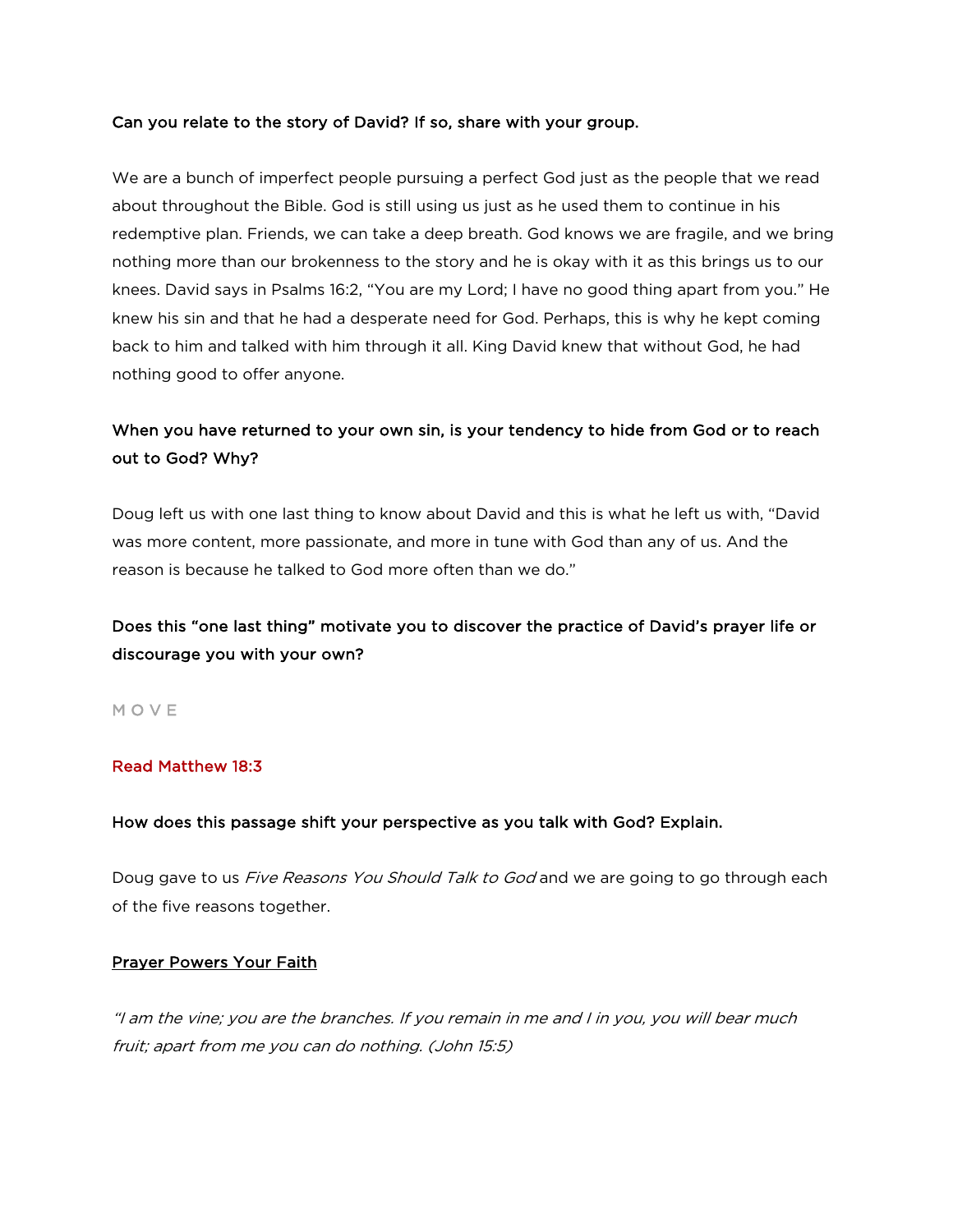**Can you relate to the story of David? If so, share with your group.**

We are a bunch of imperfect people pursuing a perfect God just as the people that we read about throughout the Bible. God is still using us just as he used them to continue in his redemptive plan. Friends, we can take a deep breath. God knows we are fragile, and we bring nothing more than our brokenness to the story and he is okay with it as this brings us to our knees. David says in Psalms 16:2, "You are my Lord; I have no good thing apart from you." He knew his sin and that he had a desperate need for God. Perhaps, this is why he kept coming back to him and talked with him through it all. King David knew that without God, he had nothing good to offer anyone.

**When you have returned to your own sin, is your tendency to hide from God or to reach out to God? Why?**

Doug left us with one last thing to know about David and this is what he left us with, "David was more content, more passionate, and more in tune with God than any of us. And the reason is because he talked to God more often than we do."

**Does this "one last thing" motivate you to discover the practice of David's prayer life or discourage you with your own?**

## MOVE

**Read Matthew 18:3**

**How does this passage shift your perspective as you talk with God? Explain.**

Doug gave to us *Five Reasons You Should Talk to God* and we are going to go through each of the five reasons together.

<u>Prayer Powers Your Faith</u>

*"I am the vine; you are the branches. If you remain in me and I in you, you will bear much fruit; apart from me you can do nothing. (John 15:5)*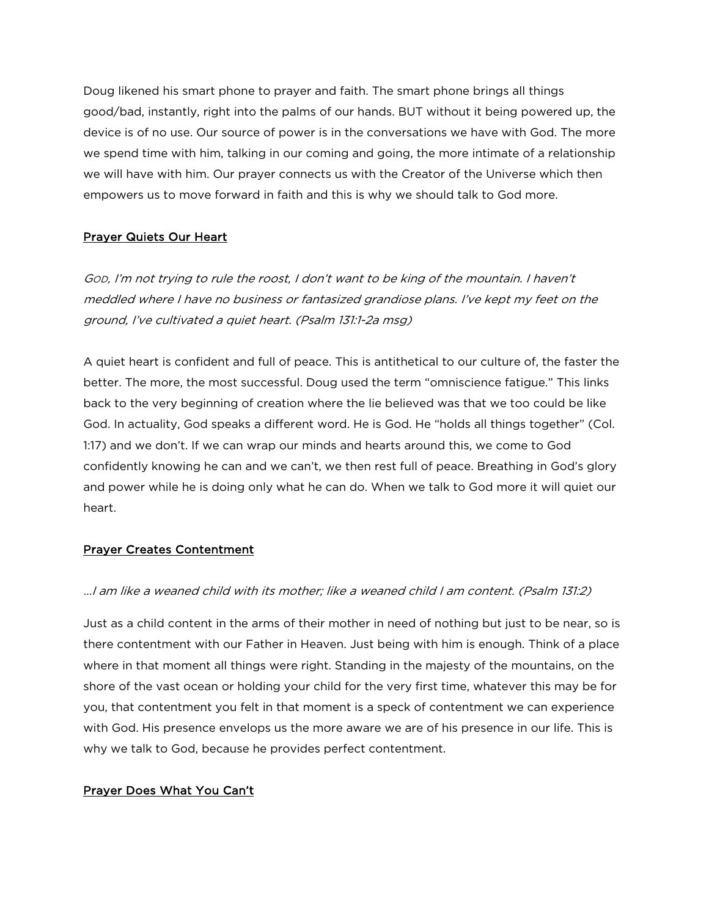Doug likened his smart phone to prayer and faith. The smart phone brings all things good/bad, instantly, right into the palms of our hands. BUT without it being powered up, the device is of no use. Our source of power is in the conversations we have with God. The more we spend time with him, talking in our coming and going, the more intimate of a relationship we will have with him. Our prayer connects us with the Creator of the Universe which then empowers us to move forward in faith and this is why we should talk to God more.

<u>Prayer Quiets Our Heart</u>

*GOD, I'm not trying to rule the roost, I don't want to be king of the mountain. I haven't meddled where I have no business or fantasized grandiose plans. I've kept my feet on the ground, I've cultivated a quiet heart. (Psalm 131:1-2a msg)*

A quiet heart is confident and full of peace. This is antithetical to our culture of, the faster the better. The more, the most successful. Doug used the term "omniscience fatigue." This links back to the very beginning of creation where the lie believed was that we too could be like God. In actuality, God speaks a different word. He is God. He "holds all things together" (Col. 1:17) and we don't. If we can wrap our minds and hearts around this, we come to God confidently knowing he can and we can't, we then rest full of peace. Breathing in God's glory and power while he is doing only what he can do. When we talk to God more it will quiet our heart.

<u>Prayer Creates Contentment</u>

*…I am like a weaned child with its mother; like a weaned child I am content. (Psalm 131:2)*

Just as a child content in the arms of their mother in need of nothing but just to be near, so is there contentment with our Father in Heaven. Just being with him is enough. Think of a place where in that moment all things were right. Standing in the majesty of the mountains, on the shore of the vast ocean or holding your child for the very first time, whatever this may be for you, that contentment you felt in that moment is a speck of contentment we can experience with God. His presence envelops us the more aware we are of his presence in our life. This is why we talk to God, because he provides perfect contentment.

<u>Prayer Does What You Can't</u>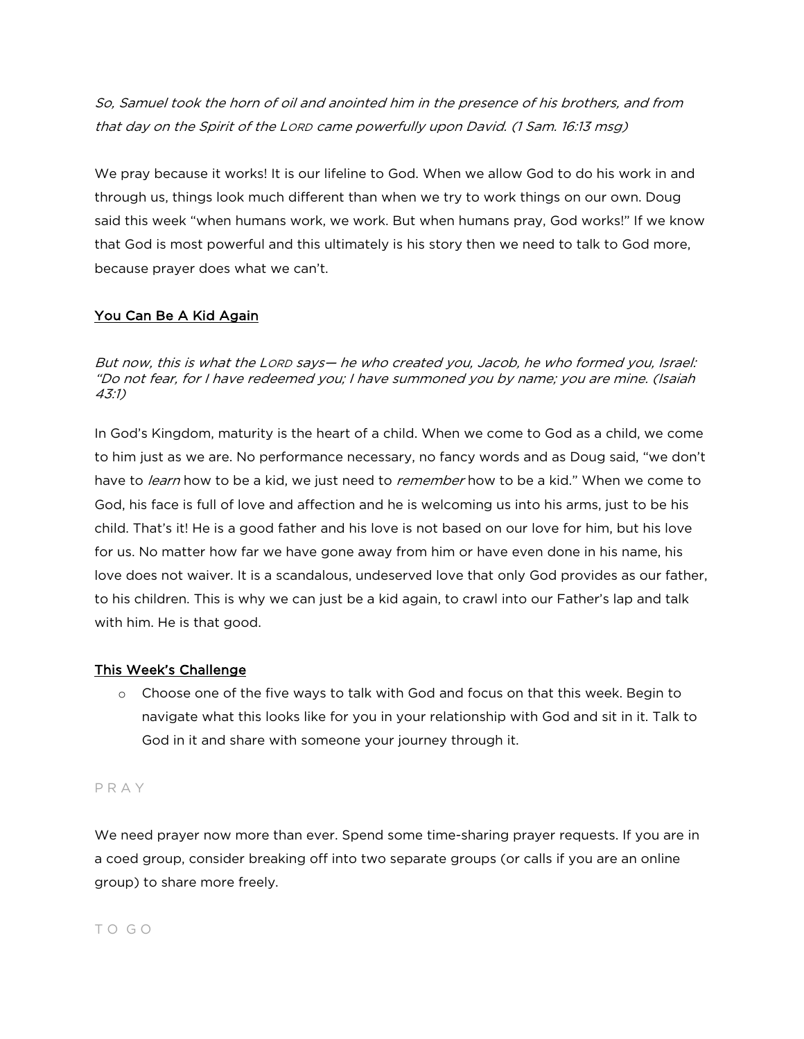*So, Samuel took the horn of oil and anointed him in the presence of his brothers, and from that day on the Spirit of the LORD came powerfully upon David. (1 Sam. 16:13 msg)*

We pray because it works! It is our lifeline to God. When we allow God to do his work in and through us, things look much different than when we try to work things on our own. Doug said this week "when humans work, we work. But when humans pray, God works!" If we know that God is most powerful and this ultimately is his story then we need to talk to God more, because prayer does what we can't.

<u>You Can Be A Kid Again</u>

*But now, this is what the LORD says— he who created you, Jacob, he who formed you, Israel: "Do not fear, for I have redeemed you; I have summoned you by name; you are mine. (Isaiah 43:1)*

In God's Kingdom, maturity is the heart of a child. When we come to God as a child, we come to him just as we are. No performance necessary, no fancy words and as Doug said, "we don't have to *learn* how to be a kid, we just need to *remember* how to be a kid." When we come to God, his face is full of love and affection and he is welcoming us into his arms, just to be his child. That's it! He is a good father and his love is not based on our love for him, but his love for us. No matter how far we have gone away from him or have even done in his name, his love does not waiver. It is a scandalous, undeserved love that only God provides as our father, to his children. This is why we can just be a kid again, to crawl into our Father's lap and talk with him. He is that good.

<u>This Week's Challenge</u>

- Choose one of the five ways to talk with God and focus on that this week. Begin to navigate what this looks like for you in your relationship with God and sit in it. Talk to God in it and share with someone your journey through it.

P R A Y

We need prayer now more than ever. Spend some time-sharing prayer requests. If you are in a coed group, consider breaking off into two separate groups (or calls if you are an online group) to share more freely.

T O G O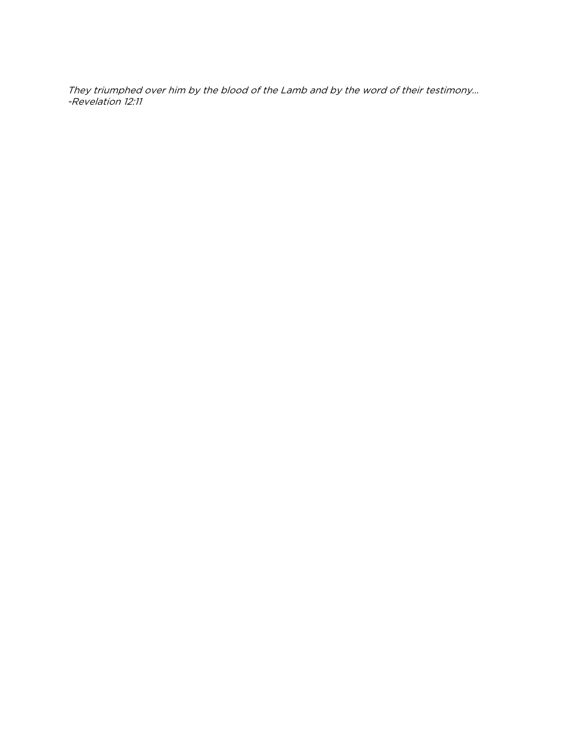*They triumphed over him by the blood of the Lamb and by the word of their testimony…*
*-Revelation 12:11*